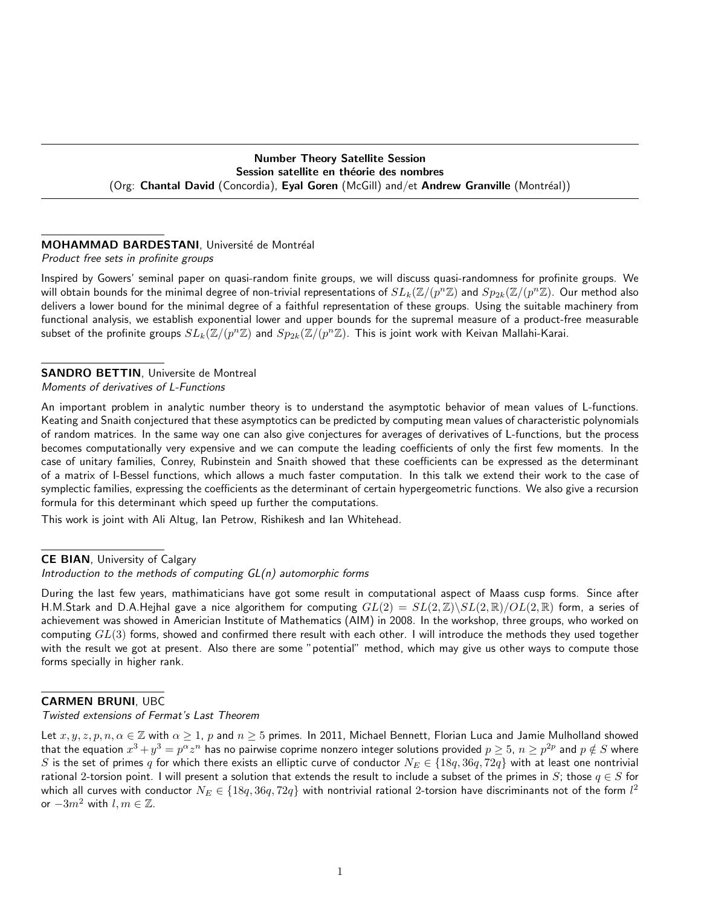## Number Theory Satellite Session
## Session satellite en théorie des nombres

(Org: **Chantal David** (Concordia), **Eyal Goren** (McGill) and/et **Andrew Granville** (Montréal))

---

**MOHAMMAD BARDESTANI**, Université de Montréal
*Product free sets in profinite groups*

Inspired by Gowers' seminal paper on quasi-random finite groups, we will discuss quasi-randomness for profinite groups. We will obtain bounds for the minimal degree of non-trivial representations of $SL_k(\mathbb{Z}/(p^n\mathbb{Z})$ and $Sp_{2k}(\mathbb{Z}/(p^n\mathbb{Z})$. Our method also delivers a lower bound for the minimal degree of a faithful representation of these groups. Using the suitable machinery from functional analysis, we establish exponential lower and upper bounds for the supremal measure of a product-free measurable subset of the profinite groups $SL_k(\mathbb{Z}/(p^n\mathbb{Z})$ and $Sp_{2k}(\mathbb{Z}/(p^n\mathbb{Z})$. This is joint work with Keivan Mallahi-Karai.

---

**SANDRO BETTIN**, Universite de Montreal
*Moments of derivatives of L-Functions*

An important problem in analytic number theory is to understand the asymptotic behavior of mean values of L-functions. Keating and Snaith conjectured that these asymptotics can be predicted by computing mean values of characteristic polynomials of random matrices. In the same way one can also give conjectures for averages of derivatives of L-functions, but the process becomes computationally very expensive and we can compute the leading coefficients of only the first few moments. In the case of unitary families, Conrey, Rubinstein and Snaith showed that these coefficients can be expressed as the determinant of a matrix of I-Bessel functions, which allows a much faster computation. In this talk we extend their work to the case of symplectic families, expressing the coefficients as the determinant of certain hypergeometric functions. We also give a recursion formula for this determinant which speed up further the computations.

This work is joint with Ali Altug, Ian Petrow, Rishikesh and Ian Whitehead.

---

**CE BIAN**, University of Calgary
*Introduction to the methods of computing GL(n) automorphic forms*

During the last few years, mathimaticians have got some result in computational aspect of Maass cusp forms. Since after H.M.Stark and D.A.Hejhal gave a nice algorithem for computing $GL(2) = SL(2,\mathbb{Z})\backslash SL(2,\mathbb{R})/OL(2,\mathbb{R})$ form, a series of achievement was showed in Americian Institute of Mathematics (AIM) in 2008. In the workshop, three groups, who worked on computing $GL(3)$ forms, showed and confirmed there result with each other. I will introduce the methods they used together with the result we got at present. Also there are some "potential" method, which may give us other ways to compute those forms specially in higher rank.

---

**CARMEN BRUNI**, UBC
*Twisted extensions of Fermat's Last Theorem*

Let $x, y, z, p, n, \alpha \in \mathbb{Z}$ with $\alpha \geq 1$, $p$ and $n \geq 5$ primes. In 2011, Michael Bennett, Florian Luca and Jamie Mulholland showed that the equation $x^3 + y^3 = p^\alpha z^n$ has no pairwise coprime nonzero integer solutions provided $p \geq 5$, $n \geq p^{2p}$ and $p \notin S$ where $S$ is the set of primes $q$ for which there exists an elliptic curve of conductor $N_E \in \{18q, 36q, 72q\}$ with at least one nontrivial rational 2-torsion point. I will present a solution that extends the result to include a subset of the primes in $S$; those $q \in S$ for which all curves with conductor $N_E \in \{18q, 36q, 72q\}$ with nontrivial rational 2-torsion have discriminants not of the form $l^2$ or $-3m^2$ with $l, m \in \mathbb{Z}$.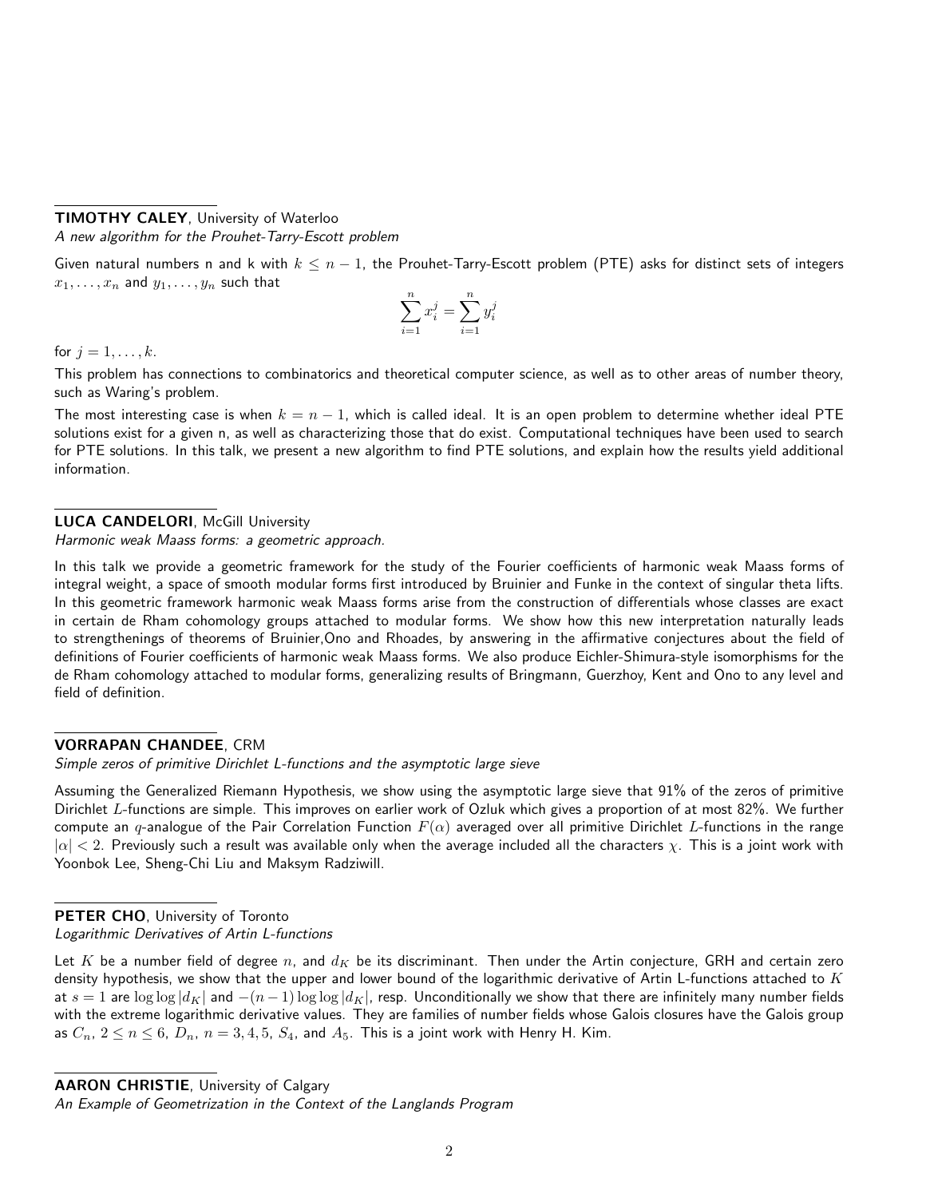**TIMOTHY CALEY**, University of Waterloo
*A new algorithm for the Prouhet-Tarry-Escott problem*

Given natural numbers n and k with $k \leq n-1$, the Prouhet-Tarry-Escott problem (PTE) asks for distinct sets of integers $x_1, \ldots, x_n$ and $y_1, \ldots, y_n$ such that

$$\sum_{i=1}^{n} x_i^j = \sum_{i=1}^{n} y_i^j$$

for $j = 1, \ldots, k$.

This problem has connections to combinatorics and theoretical computer science, as well as to other areas of number theory, such as Waring's problem.

The most interesting case is when $k = n-1$, which is called ideal. It is an open problem to determine whether ideal PTE solutions exist for a given n, as well as characterizing those that do exist. Computational techniques have been used to search for PTE solutions. In this talk, we present a new algorithm to find PTE solutions, and explain how the results yield additional information.

**LUCA CANDELORI**, McGill University
*Harmonic weak Maass forms: a geometric approach.*

In this talk we provide a geometric framework for the study of the Fourier coefficients of harmonic weak Maass forms of integral weight, a space of smooth modular forms first introduced by Bruinier and Funke in the context of singular theta lifts. In this geometric framework harmonic weak Maass forms arise from the construction of differentials whose classes are exact in certain de Rham cohomology groups attached to modular forms. We show how this new interpretation naturally leads to strengthenings of theorems of Bruinier,Ono and Rhoades, by answering in the affirmative conjectures about the field of definitions of Fourier coefficients of harmonic weak Maass forms. We also produce Eichler-Shimura-style isomorphisms for the de Rham cohomology attached to modular forms, generalizing results of Bringmann, Guerzhoy, Kent and Ono to any level and field of definition.

**VORRAPAN CHANDEE**, CRM
*Simple zeros of primitive Dirichlet L-functions and the asymptotic large sieve*

Assuming the Generalized Riemann Hypothesis, we show using the asymptotic large sieve that 91% of the zeros of primitive Dirichlet $L$-functions are simple. This improves on earlier work of Ozluk which gives a proportion of at most 82%. We further compute an $q$-analogue of the Pair Correlation Function $F(\alpha)$ averaged over all primitive Dirichlet $L$-functions in the range $|\alpha| < 2$. Previously such a result was available only when the average included all the characters $\chi$. This is a joint work with Yoonbok Lee, Sheng-Chi Liu and Maksym Radziwill.

**PETER CHO**, University of Toronto
*Logarithmic Derivatives of Artin L-functions*

Let $K$ be a number field of degree $n$, and $d_K$ be its discriminant. Then under the Artin conjecture, GRH and certain zero density hypothesis, we show that the upper and lower bound of the logarithmic derivative of Artin L-functions attached to $K$ at $s = 1$ are $\log\log|d_K|$ and $-(n-1)\log\log|d_K|$, resp. Unconditionally we show that there are infinitely many number fields with the extreme logarithmic derivative values. They are families of number fields whose Galois closures have the Galois group as $C_n$, $2 \leq n \leq 6$, $D_n$, $n = 3, 4, 5$, $S_4$, and $A_5$. This is a joint work with Henry H. Kim.

**AARON CHRISTIE**, University of Calgary
*An Example of Geometrization in the Context of the Langlands Program*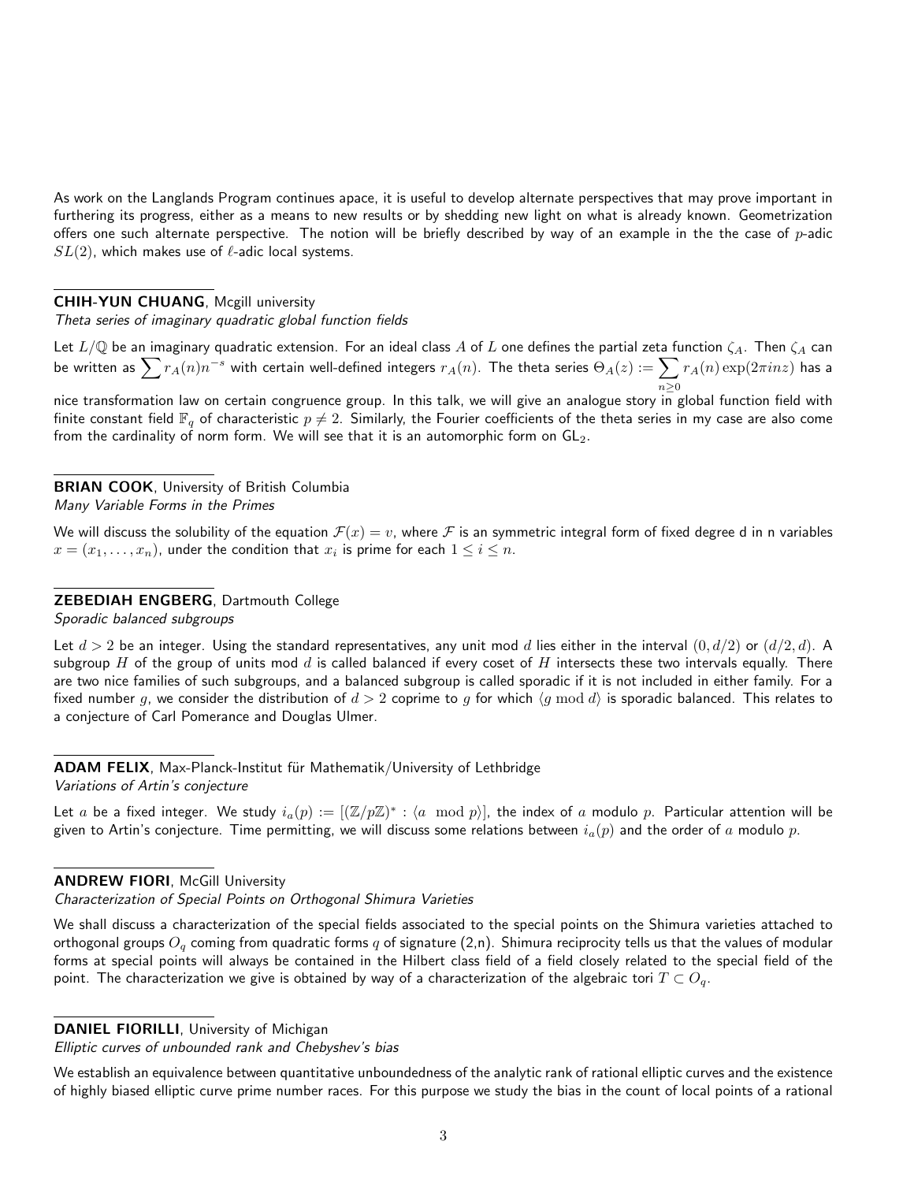As work on the Langlands Program continues apace, it is useful to develop alternate perspectives that may prove important in furthering its progress, either as a means to new results or by shedding new light on what is already known. Geometrization offers one such alternate perspective. The notion will be briefly described by way of an example in the the case of $p$-adic $SL(2)$, which makes use of $\ell$-adic local systems.

**CHIH-YUN CHUANG**, Mcgill university
*Theta series of imaginary quadratic global function fields*

Let $L/\mathbb{Q}$ be an imaginary quadratic extension. For an ideal class $A$ of $L$ one defines the partial zeta function $\zeta_A$. Then $\zeta_A$ can be written as $\sum r_A(n)n^{-s}$ with certain well-defined integers $r_A(n)$. The theta series $\Theta_A(z) := \sum_{n\geq 0} r_A(n)\exp(2\pi inz)$ has a nice transformation law on certain congruence group. In this talk, we will give an analogue story in global function field with finite constant field $\mathbb{F}_q$ of characteristic $p \neq 2$. Similarly, the Fourier coefficients of the theta series in my case are also come from the cardinality of norm form. We will see that it is an automorphic form on $\mathsf{GL}_2$.

**BRIAN COOK**, University of British Columbia
*Many Variable Forms in the Primes*

We will discuss the solubility of the equation $\mathcal{F}(x) = v$, where $\mathcal{F}$ is an symmetric integral form of fixed degree d in n variables $x = (x_1, \ldots, x_n)$, under the condition that $x_i$ is prime for each $1 \leq i \leq n$.

**ZEBEDIAH ENGBERG**, Dartmouth College
*Sporadic balanced subgroups*

Let $d > 2$ be an integer. Using the standard representatives, any unit mod $d$ lies either in the interval $(0, d/2)$ or $(d/2, d)$. A subgroup $H$ of the group of units mod $d$ is called balanced if every coset of $H$ intersects these two intervals equally. There are two nice families of such subgroups, and a balanced subgroup is called sporadic if it is not included in either family. For a fixed number $g$, we consider the distribution of $d > 2$ coprime to $g$ for which $\langle g \bmod d\rangle$ is sporadic balanced. This relates to a conjecture of Carl Pomerance and Douglas Ulmer.

**ADAM FELIX**, Max-Planck-Institut für Mathematik/University of Lethbridge
*Variations of Artin's conjecture*

Let $a$ be a fixed integer. We study $i_a(p) := [(\mathbb{Z}/p\mathbb{Z})^* : \langle a \mod p\rangle]$, the index of $a$ modulo $p$. Particular attention will be given to Artin's conjecture. Time permitting, we will discuss some relations between $i_a(p)$ and the order of $a$ modulo $p$.

**ANDREW FIORI**, McGill University
*Characterization of Special Points on Orthogonal Shimura Varieties*

We shall discuss a characterization of the special fields associated to the special points on the Shimura varieties attached to orthogonal groups $O_q$ coming from quadratic forms $q$ of signature (2,n). Shimura reciprocity tells us that the values of modular forms at special points will always be contained in the Hilbert class field of a field closely related to the special field of the point. The characterization we give is obtained by way of a characterization of the algebraic tori $T \subset O_q$.

**DANIEL FIORILLI**, University of Michigan
*Elliptic curves of unbounded rank and Chebyshev's bias*

We establish an equivalence between quantitative unboundedness of the analytic rank of rational elliptic curves and the existence of highly biased elliptic curve prime number races. For this purpose we study the bias in the count of local points of a rational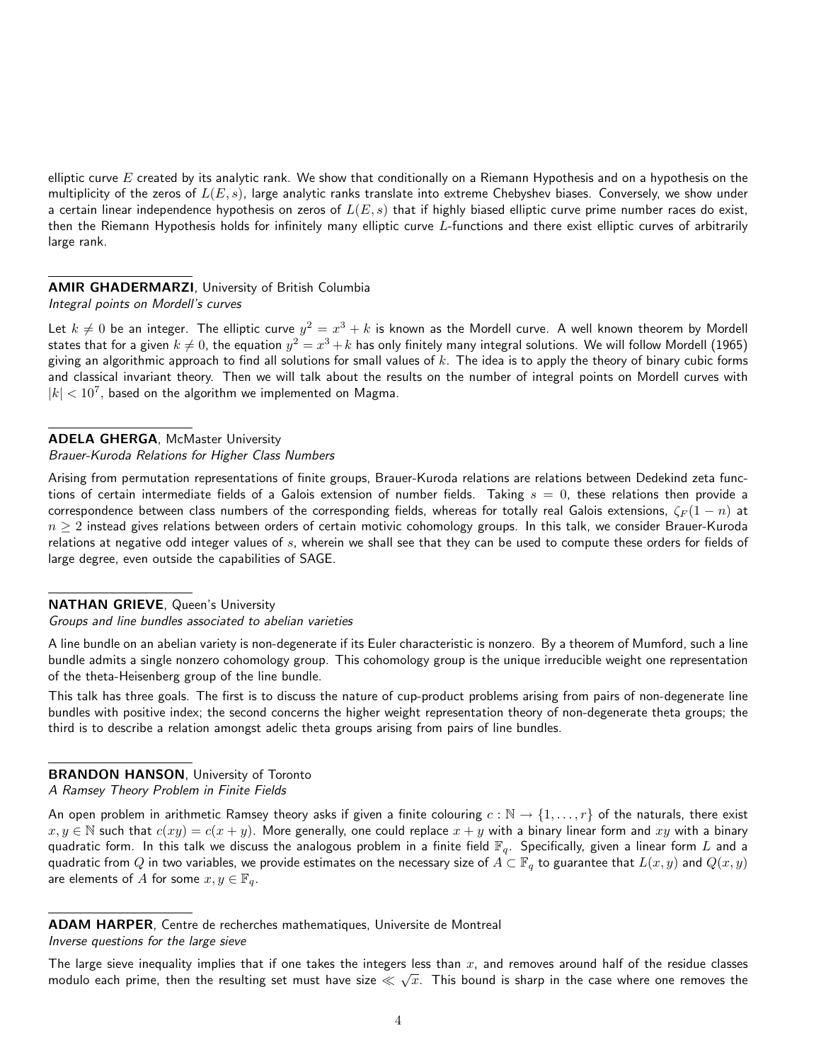elliptic curve $E$ created by its analytic rank. We show that conditionally on a Riemann Hypothesis and on a hypothesis on the multiplicity of the zeros of $L(E, s)$, large analytic ranks translate into extreme Chebyshev biases. Conversely, we show under a certain linear independence hypothesis on zeros of $L(E, s)$ that if highly biased elliptic curve prime number races do exist, then the Riemann Hypothesis holds for infinitely many elliptic curve $L$-functions and there exist elliptic curves of arbitrarily large rank.

**AMIR GHADERMARZI**, University of British Columbia
*Integral points on Mordell's curves*

Let $k \neq 0$ be an integer. The elliptic curve $y^2 = x^3 + k$ is known as the Mordell curve. A well known theorem by Mordell states that for a given $k \neq 0$, the equation $y^2 = x^3 + k$ has only finitely many integral solutions. We will follow Mordell (1965) giving an algorithmic approach to find all solutions for small values of $k$. The idea is to apply the theory of binary cubic forms and classical invariant theory. Then we will talk about the results on the number of integral points on Mordell curves with $|k| < 10^7$, based on the algorithm we implemented on Magma.

**ADELA GHERGA**, McMaster University
*Brauer-Kuroda Relations for Higher Class Numbers*

Arising from permutation representations of finite groups, Brauer-Kuroda relations are relations between Dedekind zeta functions of certain intermediate fields of a Galois extension of number fields. Taking $s = 0$, these relations then provide a correspondence between class numbers of the corresponding fields, whereas for totally real Galois extensions, $\zeta_F(1-n)$ at $n \geq 2$ instead gives relations between orders of certain motivic cohomology groups. In this talk, we consider Brauer-Kuroda relations at negative odd integer values of $s$, wherein we shall see that they can be used to compute these orders for fields of large degree, even outside the capabilities of SAGE.

**NATHAN GRIEVE**, Queen's University
*Groups and line bundles associated to abelian varieties*

A line bundle on an abelian variety is non-degenerate if its Euler characteristic is nonzero. By a theorem of Mumford, such a line bundle admits a single nonzero cohomology group. This cohomology group is the unique irreducible weight one representation of the theta-Heisenberg group of the line bundle.

This talk has three goals. The first is to discuss the nature of cup-product problems arising from pairs of non-degenerate line bundles with positive index; the second concerns the higher weight representation theory of non-degenerate theta groups; the third is to describe a relation amongst adelic theta groups arising from pairs of line bundles.

**BRANDON HANSON**, University of Toronto
*A Ramsey Theory Problem in Finite Fields*

An open problem in arithmetic Ramsey theory asks if given a finite colouring $c : \mathbb{N} \to \{1, \ldots, r\}$ of the naturals, there exist $x, y \in \mathbb{N}$ such that $c(xy) = c(x + y)$. More generally, one could replace $x + y$ with a binary linear form and $xy$ with a binary quadratic form. In this talk we discuss the analogous problem in a finite field $\mathbb{F}_q$. Specifically, given a linear form $L$ and a quadratic from $Q$ in two variables, we provide estimates on the necessary size of $A \subset \mathbb{F}_q$ to guarantee that $L(x, y)$ and $Q(x, y)$ are elements of $A$ for some $x, y \in \mathbb{F}_q$.

**ADAM HARPER**, Centre de recherches mathematiques, Universite de Montreal
*Inverse questions for the large sieve*

The large sieve inequality implies that if one takes the integers less than $x$, and removes around half of the residue classes modulo each prime, then the resulting set must have size $\ll \sqrt{x}$. This bound is sharp in the case where one removes the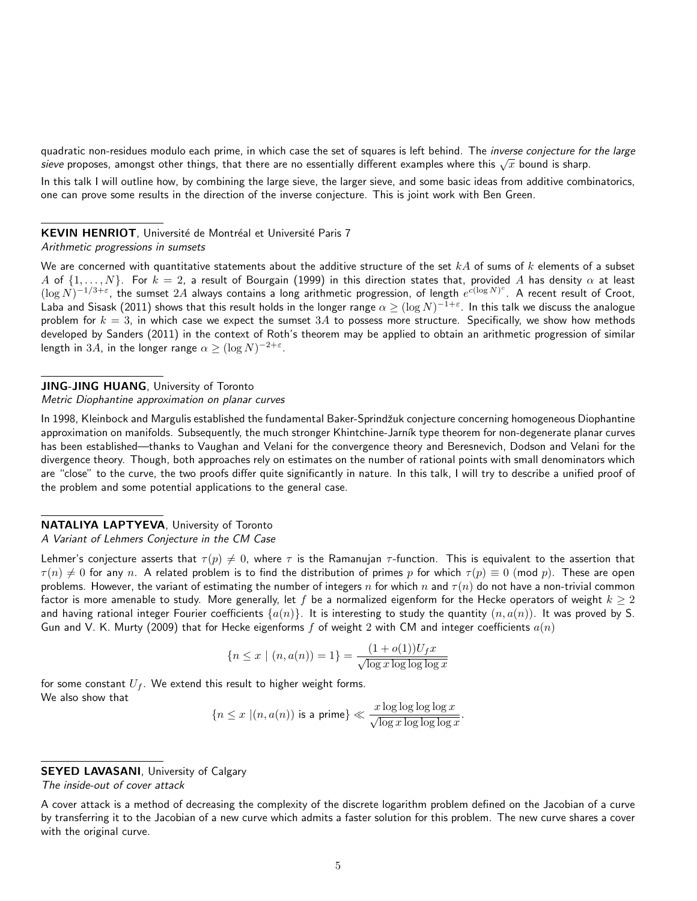quadratic non-residues modulo each prime, in which case the set of squares is left behind. The *inverse conjecture for the large sieve* proposes, amongst other things, that there are no essentially different examples where this $\sqrt{x}$ bound is sharp.

In this talk I will outline how, by combining the large sieve, the larger sieve, and some basic ideas from additive combinatorics, one can prove some results in the direction of the inverse conjecture. This is joint work with Ben Green.

**KEVIN HENRIOT**, Université de Montréal et Université Paris 7
*Arithmetic progressions in sumsets*

We are concerned with quantitative statements about the additive structure of the set $kA$ of sums of $k$ elements of a subset $A$ of $\{1,\ldots,N\}$. For $k=2$, a result of Bourgain (1999) in this direction states that, provided $A$ has density $\alpha$ at least $(\log N)^{-1/3+\varepsilon}$, the sumset $2A$ always contains a long arithmetic progression, of length $e^{c(\log N)^c}$. A recent result of Croot, Laba and Sisask (2011) shows that this result holds in the longer range $\alpha \geq (\log N)^{-1+\varepsilon}$. In this talk we discuss the analogue problem for $k=3$, in which case we expect the sumset $3A$ to possess more structure. Specifically, we show how methods developed by Sanders (2011) in the context of Roth's theorem may be applied to obtain an arithmetic progression of similar length in $3A$, in the longer range $\alpha \geq (\log N)^{-2+\varepsilon}$.

**JING-JING HUANG**, University of Toronto
*Metric Diophantine approximation on planar curves*

In 1998, Kleinbock and Margulis established the fundamental Baker-Sprindžuk conjecture concerning homogeneous Diophantine approximation on manifolds. Subsequently, the much stronger Khintchine-Jarník type theorem for non-degenerate planar curves has been established—thanks to Vaughan and Velani for the convergence theory and Beresnevich, Dodson and Velani for the divergence theory. Though, both approaches rely on estimates on the number of rational points with small denominators which are "close" to the curve, the two proofs differ quite significantly in nature. In this talk, I will try to describe a unified proof of the problem and some potential applications to the general case.

**NATALIYA LAPTYEVA**, University of Toronto
*A Variant of Lehmers Conjecture in the CM Case*

Lehmer's conjecture asserts that $\tau(p) \neq 0$, where $\tau$ is the Ramanujan $\tau$-function. This is equivalent to the assertion that $\tau(n) \neq 0$ for any $n$. A related problem is to find the distribution of primes $p$ for which $\tau(p) \equiv 0 \pmod{p}$. These are open problems. However, the variant of estimating the number of integers $n$ for which $n$ and $\tau(n)$ do not have a non-trivial common factor is more amenable to study. More generally, let $f$ be a normalized eigenform for the Hecke operators of weight $k \geq 2$ and having rational integer Fourier coefficients $\{a(n)\}$. It is interesting to study the quantity $(n, a(n))$. It was proved by S. Gun and V. K. Murty (2009) that for Hecke eigenforms $f$ of weight 2 with CM and integer coefficients $a(n)$

$$\{n \leq x \mid (n, a(n)) = 1\} = \frac{(1+o(1))U_f x}{\sqrt{\log x \log\log\log x}}$$

for some constant $U_f$. We extend this result to higher weight forms.
We also show that

$$\{n \leq x \mid (n, a(n)) \text{ is a prime}\} \ll \frac{x \log\log\log\log x}{\sqrt{\log x \log\log\log x}}.$$

**SEYED LAVASANI**, University of Calgary
*The inside-out of cover attack*

A cover attack is a method of decreasing the complexity of the discrete logarithm problem defined on the Jacobian of a curve by transferring it to the Jacobian of a new curve which admits a faster solution for this problem. The new curve shares a cover with the original curve.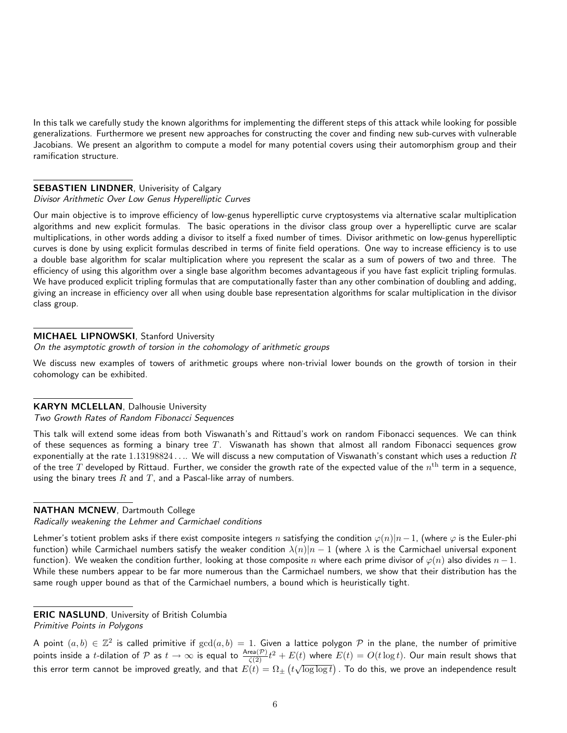In this talk we carefully study the known algorithms for implementing the different steps of this attack while looking for possible generalizations. Furthermore we present new approaches for constructing the cover and finding new sub-curves with vulnerable Jacobians. We present an algorithm to compute a model for many potential covers using their automorphism group and their ramification structure.

---

**SEBASTIEN LINDNER**, Univerisity of Calgary
*Divisor Arithmetic Over Low Genus Hyperelliptic Curves*

Our main objective is to improve efficiency of low-genus hyperelliptic curve cryptosystems via alternative scalar multiplication algorithms and new explicit formulas. The basic operations in the divisor class group over a hyperelliptic curve are scalar multiplications, in other words adding a divisor to itself a fixed number of times. Divisor arithmetic on low-genus hyperelliptic curves is done by using explicit formulas described in terms of finite field operations. One way to increase efficiency is to use a double base algorithm for scalar multiplication where you represent the scalar as a sum of powers of two and three. The efficiency of using this algorithm over a single base algorithm becomes advantageous if you have fast explicit tripling formulas. We have produced explicit tripling formulas that are computationally faster than any other combination of doubling and adding, giving an increase in efficiency over all when using double base representation algorithms for scalar multiplication in the divisor class group.

---

**MICHAEL LIPNOWSKI**, Stanford University
*On the asymptotic growth of torsion in the cohomology of arithmetic groups*

We discuss new examples of towers of arithmetic groups where non-trivial lower bounds on the growth of torsion in their cohomology can be exhibited.

---

**KARYN MCLELLAN**, Dalhousie University
*Two Growth Rates of Random Fibonacci Sequences*

This talk will extend some ideas from both Viswanath's and Rittaud's work on random Fibonacci sequences. We can think of these sequences as forming a binary tree $T$. Viswanath has shown that almost all random Fibonacci sequences grow exponentially at the rate $1.13198824\ldots$. We will discuss a new computation of Viswanath's constant which uses a reduction $R$ of the tree $T$ developed by Rittaud. Further, we consider the growth rate of the expected value of the $n^{\text{th}}$ term in a sequence, using the binary trees $R$ and $T$, and a Pascal-like array of numbers.

---

**NATHAN MCNEW**, Dartmouth College
*Radically weakening the Lehmer and Carmichael conditions*

Lehmer's totient problem asks if there exist composite integers $n$ satisfying the condition $\varphi(n)|n-1$, (where $\varphi$ is the Euler-phi function) while Carmichael numbers satisfy the weaker condition $\lambda(n)|n-1$ (where $\lambda$ is the Carmichael universal exponent function). We weaken the condition further, looking at those composite $n$ where each prime divisor of $\varphi(n)$ also divides $n-1$. While these numbers appear to be far more numerous than the Carmichael numbers, we show that their distribution has the same rough upper bound as that of the Carmichael numbers, a bound which is heuristically tight.

---

**ERIC NASLUND**, University of British Columbia
*Primitive Points in Polygons*

A point $(a, b) \in \mathbb{Z}^2$ is called primitive if $\gcd(a, b) = 1$. Given a lattice polygon $\mathcal{P}$ in the plane, the number of primitive points inside a $t$-dilation of $\mathcal{P}$ as $t \to \infty$ is equal to $\frac{\text{Area}(\mathcal{P})}{\zeta(2)}t^2 + E(t)$ where $E(t) = O(t \log t)$. Our main result shows that this error term cannot be improved greatly, and that $E(t) = \Omega_{\pm}\left(t\sqrt{\log\log t}\right)$. To do this, we prove an independence result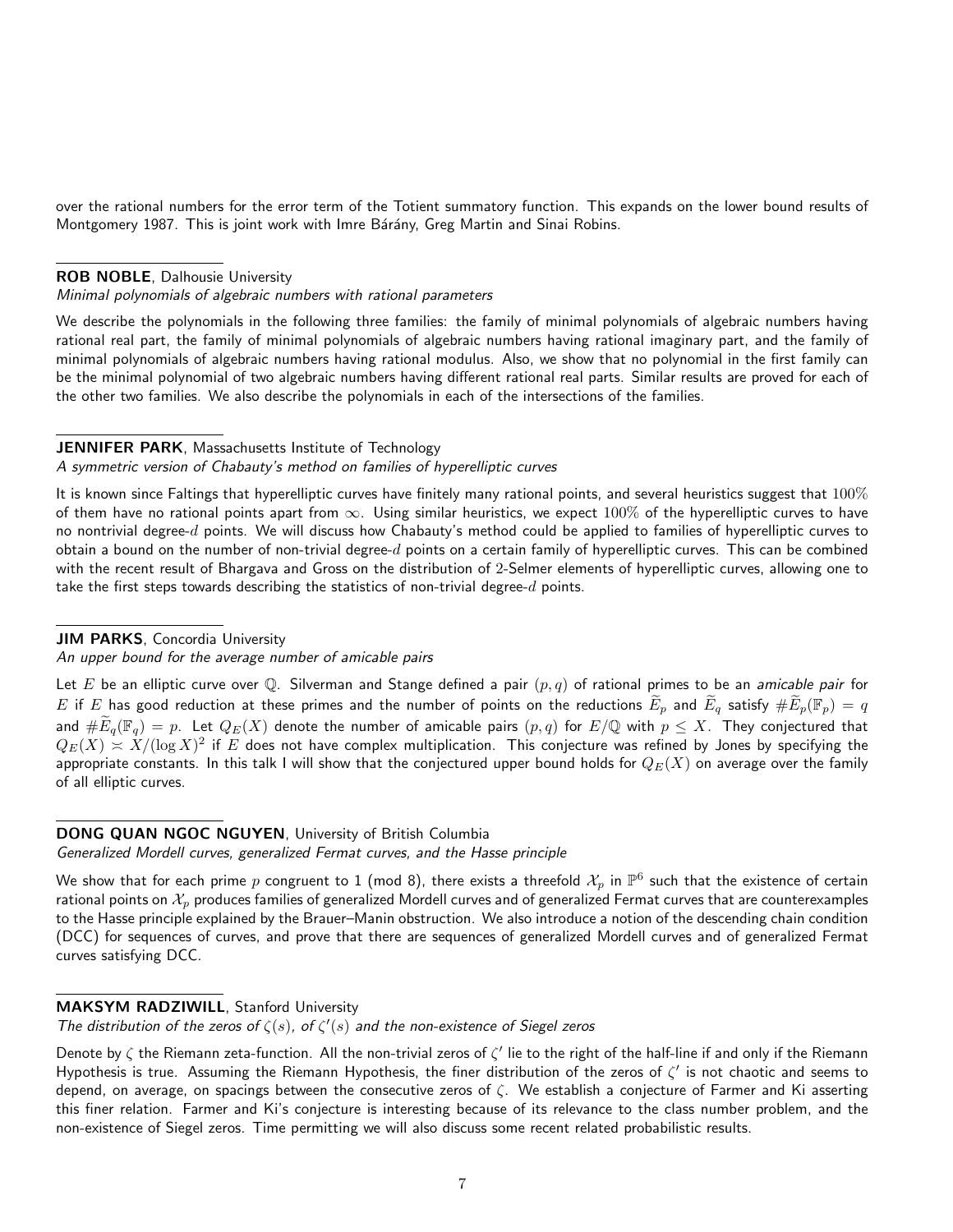over the rational numbers for the error term of the Totient summatory function. This expands on the lower bound results of Montgomery 1987. This is joint work with Imre Bárány, Greg Martin and Sinai Robins.

**ROB NOBLE**, Dalhousie University
*Minimal polynomials of algebraic numbers with rational parameters*

We describe the polynomials in the following three families: the family of minimal polynomials of algebraic numbers having rational real part, the family of minimal polynomials of algebraic numbers having rational imaginary part, and the family of minimal polynomials of algebraic numbers having rational modulus. Also, we show that no polynomial in the first family can be the minimal polynomial of two algebraic numbers having different rational real parts. Similar results are proved for each of the other two families. We also describe the polynomials in each of the intersections of the families.

**JENNIFER PARK**, Massachusetts Institute of Technology
*A symmetric version of Chabauty's method on families of hyperelliptic curves*

It is known since Faltings that hyperelliptic curves have finitely many rational points, and several heuristics suggest that $100\%$ of them have no rational points apart from $\infty$. Using similar heuristics, we expect $100\%$ of the hyperelliptic curves to have no nontrivial degree-$d$ points. We will discuss how Chabauty's method could be applied to families of hyperelliptic curves to obtain a bound on the number of non-trivial degree-$d$ points on a certain family of hyperelliptic curves. This can be combined with the recent result of Bhargava and Gross on the distribution of 2-Selmer elements of hyperelliptic curves, allowing one to take the first steps towards describing the statistics of non-trivial degree-$d$ points.

**JIM PARKS**, Concordia University
*An upper bound for the average number of amicable pairs*

Let $E$ be an elliptic curve over $\mathbb{Q}$. Silverman and Stange defined a pair $(p,q)$ of rational primes to be an *amicable pair* for $E$ if $E$ has good reduction at these primes and the number of points on the reductions $\widetilde{E}_p$ and $\widetilde{E}_q$ satisfy $\#\widetilde{E}_p(\mathbb{F}_p) = q$ and $\#\widetilde{E}_q(\mathbb{F}_q) = p$. Let $Q_E(X)$ denote the number of amicable pairs $(p,q)$ for $E/\mathbb{Q}$ with $p \leq X$. They conjectured that $Q_E(X) \asymp X/(\log X)^2$ if $E$ does not have complex multiplication. This conjecture was refined by Jones by specifying the appropriate constants. In this talk I will show that the conjectured upper bound holds for $Q_E(X)$ on average over the family of all elliptic curves.

**DONG QUAN NGOC NGUYEN**, University of British Columbia
*Generalized Mordell curves, generalized Fermat curves, and the Hasse principle*

We show that for each prime $p$ congruent to 1 (mod 8), there exists a threefold $\mathcal{X}_p$ in $\mathbb{P}^6$ such that the existence of certain rational points on $\mathcal{X}_p$ produces families of generalized Mordell curves and of generalized Fermat curves that are counterexamples to the Hasse principle explained by the Brauer–Manin obstruction. We also introduce a notion of the descending chain condition (DCC) for sequences of curves, and prove that there are sequences of generalized Mordell curves and of generalized Fermat curves satisfying DCC.

**MAKSYM RADZIWILL**, Stanford University
*The distribution of the zeros of $\zeta(s)$, of $\zeta'(s)$ and the non-existence of Siegel zeros*

Denote by $\zeta$ the Riemann zeta-function. All the non-trivial zeros of $\zeta'$ lie to the right of the half-line if and only if the Riemann Hypothesis is true. Assuming the Riemann Hypothesis, the finer distribution of the zeros of $\zeta'$ is not chaotic and seems to depend, on average, on spacings between the consecutive zeros of $\zeta$. We establish a conjecture of Farmer and Ki asserting this finer relation. Farmer and Ki's conjecture is interesting because of its relevance to the class number problem, and the non-existence of Siegel zeros. Time permitting we will also discuss some recent related probabilistic results.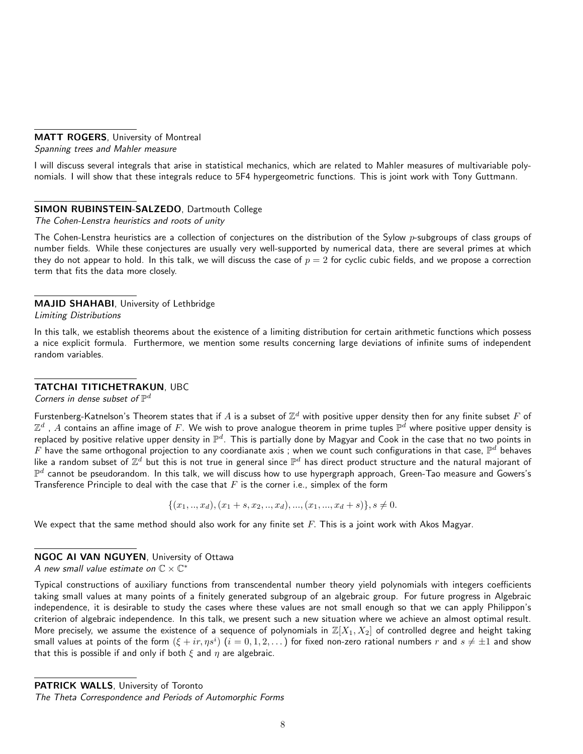**MATT ROGERS**, University of Montreal
*Spanning trees and Mahler measure*

I will discuss several integrals that arise in statistical mechanics, which are related to Mahler measures of multivariable polynomials. I will show that these integrals reduce to 5F4 hypergeometric functions. This is joint work with Tony Guttmann.

**SIMON RUBINSTEIN-SALZEDO**, Dartmouth College
*The Cohen-Lenstra heuristics and roots of unity*

The Cohen-Lenstra heuristics are a collection of conjectures on the distribution of the Sylow $p$-subgroups of class groups of number fields. While these conjectures are usually very well-supported by numerical data, there are several primes at which they do not appear to hold. In this talk, we will discuss the case of $p = 2$ for cyclic cubic fields, and we propose a correction term that fits the data more closely.

**MAJID SHAHABI**, University of Lethbridge
*Limiting Distributions*

In this talk, we establish theorems about the existence of a limiting distribution for certain arithmetic functions which possess a nice explicit formula. Furthermore, we mention some results concerning large deviations of infinite sums of independent random variables.

**TATCHAI TITICHETRAKUN**, UBC
*Corners in dense subset of $\mathbb{P}^d$*

Furstenberg-Katnelson's Theorem states that if $A$ is a subset of $\mathbb{Z}^d$ with positive upper density then for any finite subset $F$ of $\mathbb{Z}^d$ , $A$ contains an affine image of $F$. We wish to prove analogue theorem in prime tuples $\mathbb{P}^d$ where positive upper density is replaced by positive relative upper density in $\mathbb{P}^d$. This is partially done by Magyar and Cook in the case that no two points in $F$ have the same orthogonal projection to any coordianate axis ; when we count such configurations in that case, $\mathbb{P}^d$ behaves like a random subset of $\mathbb{Z}^d$ but this is not true in general since $\mathbb{P}^d$ has direct product structure and the natural majorant of $\mathbb{P}^d$ cannot be pseudorandom. In this talk, we will discuss how to use hypergraph approach, Green-Tao measure and Gowers's Transference Principle to deal with the case that $F$ is the corner i.e., simplex of the form

$$\{(x_1, .., x_d), (x_1 + s, x_2, .., x_d), ..., (x_1, ..., x_d + s)\}, s \neq 0.$$

We expect that the same method should also work for any finite set $F$. This is a joint work with Akos Magyar.

**NGOC AI VAN NGUYEN**, University of Ottawa
*A new small value estimate on $\mathbb{C} \times \mathbb{C}^*$*

Typical constructions of auxiliary functions from transcendental number theory yield polynomials with integers coefficients taking small values at many points of a finitely generated subgroup of an algebraic group. For future progress in Algebraic independence, it is desirable to study the cases where these values are not small enough so that we can apply Philippon's criterion of algebraic independence. In this talk, we present such a new situation where we achieve an almost optimal result. More precisely, we assume the existence of a sequence of polynomials in $\mathbb{Z}[X_1, X_2]$ of controlled degree and height taking small values at points of the form $(\xi + ir, \eta s^i)$ $(i = 0, 1, 2, \dots)$ for fixed non-zero rational numbers $r$ and $s \neq \pm 1$ and show that this is possible if and only if both $\xi$ and $\eta$ are algebraic.

**PATRICK WALLS**, University of Toronto
*The Theta Correspondence and Periods of Automorphic Forms*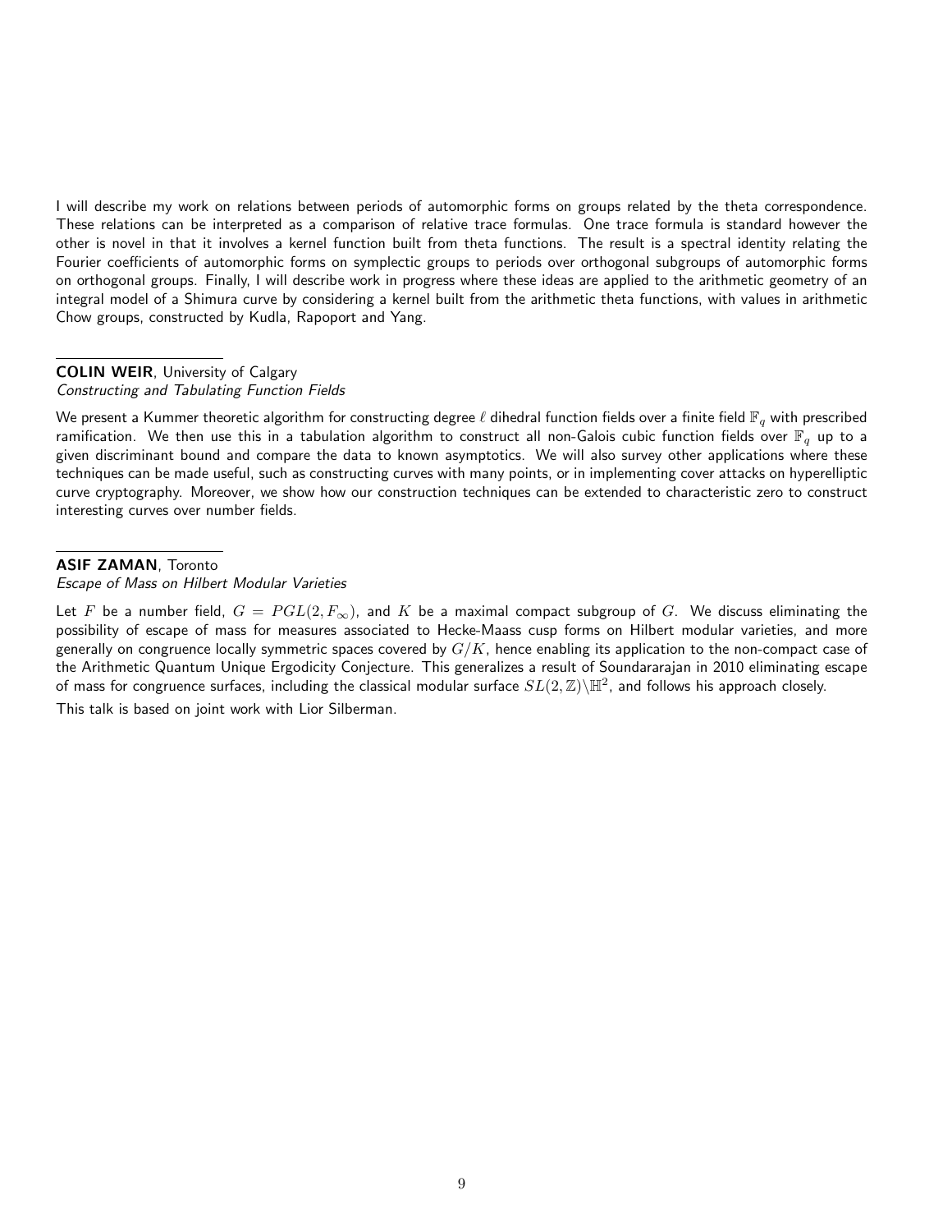I will describe my work on relations between periods of automorphic forms on groups related by the theta correspondence. These relations can be interpreted as a comparison of relative trace formulas. One trace formula is standard however the other is novel in that it involves a kernel function built from theta functions. The result is a spectral identity relating the Fourier coefficients of automorphic forms on symplectic groups to periods over orthogonal subgroups of automorphic forms on orthogonal groups. Finally, I will describe work in progress where these ideas are applied to the arithmetic geometry of an integral model of a Shimura curve by considering a kernel built from the arithmetic theta functions, with values in arithmetic Chow groups, constructed by Kudla, Rapoport and Yang.

---

**COLIN WEIR**, University of Calgary
*Constructing and Tabulating Function Fields*

We present a Kummer theoretic algorithm for constructing degree $\ell$ dihedral function fields over a finite field $\mathbb{F}_q$ with prescribed ramification. We then use this in a tabulation algorithm to construct all non-Galois cubic function fields over $\mathbb{F}_q$ up to a given discriminant bound and compare the data to known asymptotics. We will also survey other applications where these techniques can be made useful, such as constructing curves with many points, or in implementing cover attacks on hyperelliptic curve cryptography. Moreover, we show how our construction techniques can be extended to characteristic zero to construct interesting curves over number fields.

---

**ASIF ZAMAN**, Toronto
*Escape of Mass on Hilbert Modular Varieties*

Let $F$ be a number field, $G = PGL(2, F_\infty)$, and $K$ be a maximal compact subgroup of $G$. We discuss eliminating the possibility of escape of mass for measures associated to Hecke-Maass cusp forms on Hilbert modular varieties, and more generally on congruence locally symmetric spaces covered by $G/K$, hence enabling its application to the non-compact case of the Arithmetic Quantum Unique Ergodicity Conjecture. This generalizes a result of Soundararajan in 2010 eliminating escape of mass for congruence surfaces, including the classical modular surface $SL(2, \mathbb{Z})\backslash\mathbb{H}^2$, and follows his approach closely.

This talk is based on joint work with Lior Silberman.